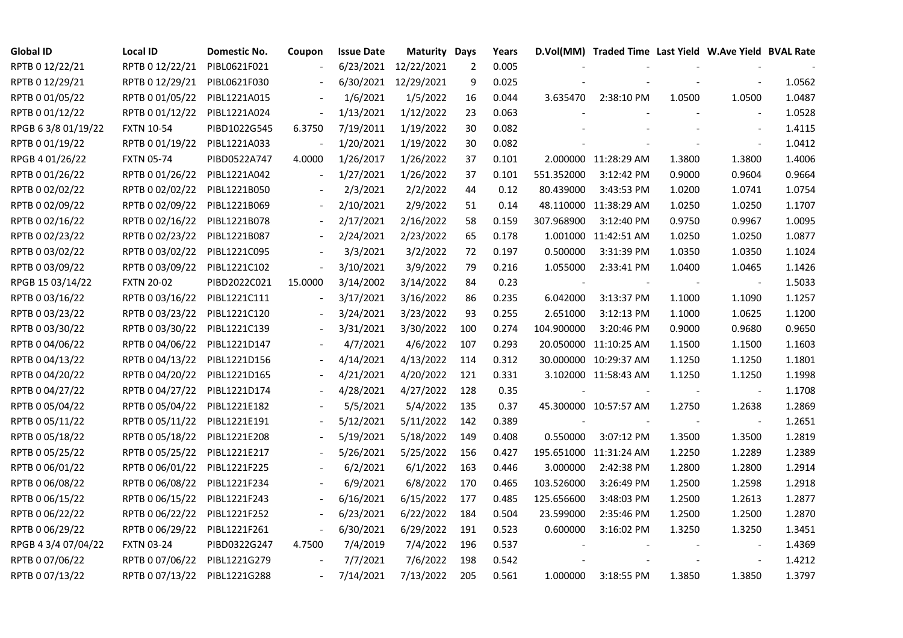| Global ID | Local ID | Domestic No. | Coupon | Issue Date | Maturity | Days | Years | D.Vol(MM) | Traded Time | Last Yield | W.Ave Yield | BVAL Rate |
|---|---|---|---|---|---|---|---|---|---|---|---|---|
| RPTB 0 12/22/21 | RPTB 0 12/22/21 | PIBL0621F021 | - | 6/23/2021 | 12/22/2021 | 2 | 0.005 | - | - | - | - | - |
| RPTB 0 12/29/21 | RPTB 0 12/29/21 | PIBL0621F030 | - | 6/30/2021 | 12/29/2021 | 9 | 0.025 | - | - | - | - | 1.0562 |
| RPTB 0 01/05/22 | RPTB 0 01/05/22 | PIBL1221A015 | - | 1/6/2021 | 1/5/2022 | 16 | 0.044 | 3.635470 | 2:38:10 PM | 1.0500 | 1.0500 | 1.0487 |
| RPTB 0 01/12/22 | RPTB 0 01/12/22 | PIBL1221A024 | - | 1/13/2021 | 1/12/2022 | 23 | 0.063 | - | - | - | - | 1.0528 |
| RPGB 6 3/8 01/19/22 | FXTN 10-54 | PIBD1022G545 | 6.3750 | 7/19/2011 | 1/19/2022 | 30 | 0.082 | - | - | - | - | 1.4115 |
| RPTB 0 01/19/22 | RPTB 0 01/19/22 | PIBL1221A033 | - | 1/20/2021 | 1/19/2022 | 30 | 0.082 | - | - | - | - | 1.0412 |
| RPGB 4 01/26/22 | FXTN 05-74 | PIBD0522A747 | 4.0000 | 1/26/2017 | 1/26/2022 | 37 | 0.101 | 2.000000 | 11:28:29 AM | 1.3800 | 1.3800 | 1.4006 |
| RPTB 0 01/26/22 | RPTB 0 01/26/22 | PIBL1221A042 | - | 1/27/2021 | 1/26/2022 | 37 | 0.101 | 551.352000 | 3:12:42 PM | 0.9000 | 0.9604 | 0.9664 |
| RPTB 0 02/02/22 | RPTB 0 02/02/22 | PIBL1221B050 | - | 2/3/2021 | 2/2/2022 | 44 | 0.12 | 80.439000 | 3:43:53 PM | 1.0200 | 1.0741 | 1.0754 |
| RPTB 0 02/09/22 | RPTB 0 02/09/22 | PIBL1221B069 | - | 2/10/2021 | 2/9/2022 | 51 | 0.14 | 48.110000 | 11:38:29 AM | 1.0250 | 1.0250 | 1.1707 |
| RPTB 0 02/16/22 | RPTB 0 02/16/22 | PIBL1221B078 | - | 2/17/2021 | 2/16/2022 | 58 | 0.159 | 307.968900 | 3:12:40 PM | 0.9750 | 0.9967 | 1.0095 |
| RPTB 0 02/23/22 | RPTB 0 02/23/22 | PIBL1221B087 | - | 2/24/2021 | 2/23/2022 | 65 | 0.178 | 1.001000 | 11:42:51 AM | 1.0250 | 1.0250 | 1.0877 |
| RPTB 0 03/02/22 | RPTB 0 03/02/22 | PIBL1221C095 | - | 3/3/2021 | 3/2/2022 | 72 | 0.197 | 0.500000 | 3:31:39 PM | 1.0350 | 1.0350 | 1.1024 |
| RPTB 0 03/09/22 | RPTB 0 03/09/22 | PIBL1221C102 | - | 3/10/2021 | 3/9/2022 | 79 | 0.216 | 1.055000 | 2:33:41 PM | 1.0400 | 1.0465 | 1.1426 |
| RPGB 15 03/14/22 | FXTN 20-02 | PIBD2022C021 | 15.0000 | 3/14/2002 | 3/14/2022 | 84 | 0.23 | - | - | - | - | 1.5033 |
| RPTB 0 03/16/22 | RPTB 0 03/16/22 | PIBL1221C111 | - | 3/17/2021 | 3/16/2022 | 86 | 0.235 | 6.042000 | 3:13:37 PM | 1.1000 | 1.1090 | 1.1257 |
| RPTB 0 03/23/22 | RPTB 0 03/23/22 | PIBL1221C120 | - | 3/24/2021 | 3/23/2022 | 93 | 0.255 | 2.651000 | 3:12:13 PM | 1.1000 | 1.0625 | 1.1200 |
| RPTB 0 03/30/22 | RPTB 0 03/30/22 | PIBL1221C139 | - | 3/31/2021 | 3/30/2022 | 100 | 0.274 | 104.900000 | 3:20:46 PM | 0.9000 | 0.9680 | 0.9650 |
| RPTB 0 04/06/22 | RPTB 0 04/06/22 | PIBL1221D147 | - | 4/7/2021 | 4/6/2022 | 107 | 0.293 | 20.050000 | 11:10:25 AM | 1.1500 | 1.1500 | 1.1603 |
| RPTB 0 04/13/22 | RPTB 0 04/13/22 | PIBL1221D156 | - | 4/14/2021 | 4/13/2022 | 114 | 0.312 | 30.000000 | 10:29:37 AM | 1.1250 | 1.1250 | 1.1801 |
| RPTB 0 04/20/22 | RPTB 0 04/20/22 | PIBL1221D165 | - | 4/21/2021 | 4/20/2022 | 121 | 0.331 | 3.102000 | 11:58:43 AM | 1.1250 | 1.1250 | 1.1998 |
| RPTB 0 04/27/22 | RPTB 0 04/27/22 | PIBL1221D174 | - | 4/28/2021 | 4/27/2022 | 128 | 0.35 | - | - | - | - | 1.1708 |
| RPTB 0 05/04/22 | RPTB 0 05/04/22 | PIBL1221E182 | - | 5/5/2021 | 5/4/2022 | 135 | 0.37 | 45.300000 | 10:57:57 AM | 1.2750 | 1.2638 | 1.2869 |
| RPTB 0 05/11/22 | RPTB 0 05/11/22 | PIBL1221E191 | - | 5/12/2021 | 5/11/2022 | 142 | 0.389 | - | - | - | - | 1.2651 |
| RPTB 0 05/18/22 | RPTB 0 05/18/22 | PIBL1221E208 | - | 5/19/2021 | 5/18/2022 | 149 | 0.408 | 0.550000 | 3:07:12 PM | 1.3500 | 1.3500 | 1.2819 |
| RPTB 0 05/25/22 | RPTB 0 05/25/22 | PIBL1221E217 | - | 5/26/2021 | 5/25/2022 | 156 | 0.427 | 195.651000 | 11:31:24 AM | 1.2250 | 1.2289 | 1.2389 |
| RPTB 0 06/01/22 | RPTB 0 06/01/22 | PIBL1221F225 | - | 6/2/2021 | 6/1/2022 | 163 | 0.446 | 3.000000 | 2:42:38 PM | 1.2800 | 1.2800 | 1.2914 |
| RPTB 0 06/08/22 | RPTB 0 06/08/22 | PIBL1221F234 | - | 6/9/2021 | 6/8/2022 | 170 | 0.465 | 103.526000 | 3:26:49 PM | 1.2500 | 1.2598 | 1.2918 |
| RPTB 0 06/15/22 | RPTB 0 06/15/22 | PIBL1221F243 | - | 6/16/2021 | 6/15/2022 | 177 | 0.485 | 125.656600 | 3:48:03 PM | 1.2500 | 1.2613 | 1.2877 |
| RPTB 0 06/22/22 | RPTB 0 06/22/22 | PIBL1221F252 | - | 6/23/2021 | 6/22/2022 | 184 | 0.504 | 23.599000 | 2:35:46 PM | 1.2500 | 1.2500 | 1.2870 |
| RPTB 0 06/29/22 | RPTB 0 06/29/22 | PIBL1221F261 | - | 6/30/2021 | 6/29/2022 | 191 | 0.523 | 0.600000 | 3:16:02 PM | 1.3250 | 1.3250 | 1.3451 |
| RPGB 4 3/4 07/04/22 | FXTN 03-24 | PIBD0322G247 | 4.7500 | 7/4/2019 | 7/4/2022 | 196 | 0.537 | - | - | - | - | 1.4369 |
| RPTB 0 07/06/22 | RPTB 0 07/06/22 | PIBL1221G279 | - | 7/7/2021 | 7/6/2022 | 198 | 0.542 | - | - | - | - | 1.4212 |
| RPTB 0 07/13/22 | RPTB 0 07/13/22 | PIBL1221G288 | - | 7/14/2021 | 7/13/2022 | 205 | 0.561 | 1.000000 | 3:18:55 PM | 1.3850 | 1.3850 | 1.3797 |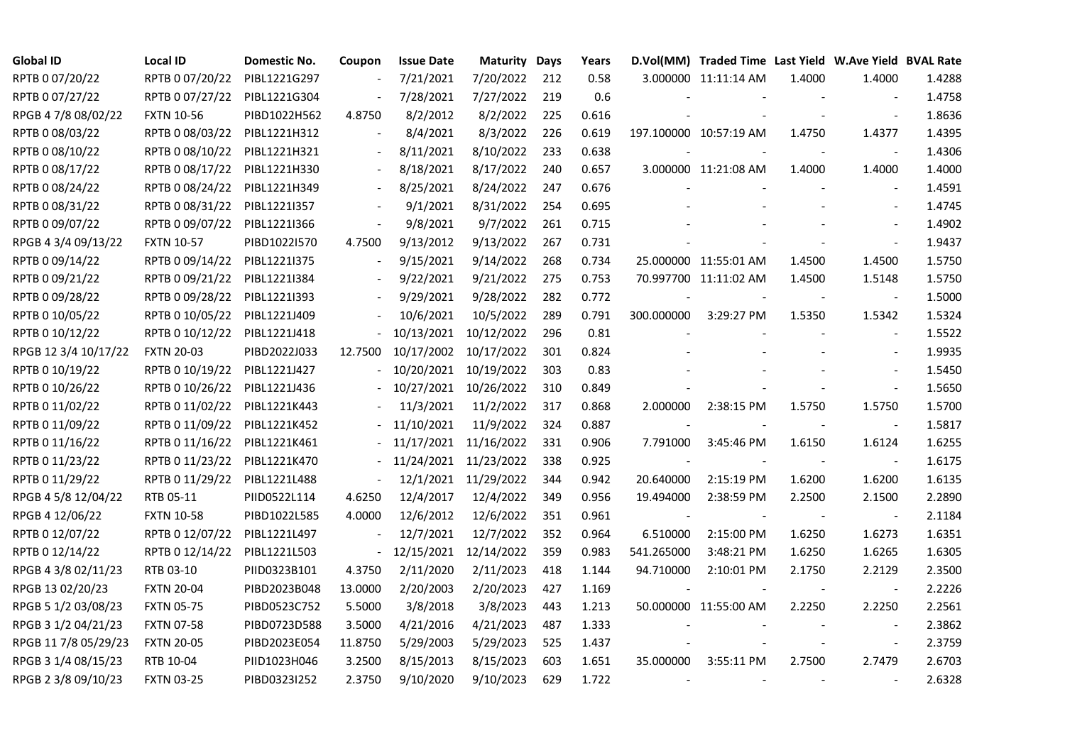| Global ID | Local ID | Domestic No. | Coupon | Issue Date | Maturity | Days | Years | D.Vol(MM) | Traded Time | Last Yield | W.Ave Yield | BVAL Rate |
|---|---|---|---|---|---|---|---|---|---|---|---|---|
| RPTB 0 07/20/22 | RPTB 0 07/20/22 | PIBL1221G297 | - | 7/21/2021 | 7/20/2022 | 212 | 0.58 | 3.000000 | 11:11:14 AM | 1.4000 | 1.4000 | 1.4288 |
| RPTB 0 07/27/22 | RPTB 0 07/27/22 | PIBL1221G304 | - | 7/28/2021 | 7/27/2022 | 219 | 0.6 | - | - | - | - | 1.4758 |
| RPGB 4 7/8 08/02/22 | FXTN 10-56 | PIBD1022H562 | 4.8750 | 8/2/2012 | 8/2/2022 | 225 | 0.616 | - | - | - | - | 1.8636 |
| RPTB 0 08/03/22 | RPTB 0 08/03/22 | PIBL1221H312 | - | 8/4/2021 | 8/3/2022 | 226 | 0.619 | 197.100000 | 10:57:19 AM | 1.4750 | 1.4377 | 1.4395 |
| RPTB 0 08/10/22 | RPTB 0 08/10/22 | PIBL1221H321 | - | 8/11/2021 | 8/10/2022 | 233 | 0.638 | - | - | - | - | 1.4306 |
| RPTB 0 08/17/22 | RPTB 0 08/17/22 | PIBL1221H330 | - | 8/18/2021 | 8/17/2022 | 240 | 0.657 | 3.000000 | 11:21:08 AM | 1.4000 | 1.4000 | 1.4000 |
| RPTB 0 08/24/22 | RPTB 0 08/24/22 | PIBL1221H349 | - | 8/25/2021 | 8/24/2022 | 247 | 0.676 | - | - | - | - | 1.4591 |
| RPTB 0 08/31/22 | RPTB 0 08/31/22 | PIBL1221I357 | - | 9/1/2021 | 8/31/2022 | 254 | 0.695 | - | - | - | - | 1.4745 |
| RPTB 0 09/07/22 | RPTB 0 09/07/22 | PIBL1221I366 | - | 9/8/2021 | 9/7/2022 | 261 | 0.715 | - | - | - | - | 1.4902 |
| RPGB 4 3/4 09/13/22 | FXTN 10-57 | PIBD1022I570 | 4.7500 | 9/13/2012 | 9/13/2022 | 267 | 0.731 | - | - | - | - | 1.9437 |
| RPTB 0 09/14/22 | RPTB 0 09/14/22 | PIBL1221I375 | - | 9/15/2021 | 9/14/2022 | 268 | 0.734 | 25.000000 | 11:55:01 AM | 1.4500 | 1.4500 | 1.5750 |
| RPTB 0 09/21/22 | RPTB 0 09/21/22 | PIBL1221I384 | - | 9/22/2021 | 9/21/2022 | 275 | 0.753 | 70.997700 | 11:11:02 AM | 1.4500 | 1.5148 | 1.5750 |
| RPTB 0 09/28/22 | RPTB 0 09/28/22 | PIBL1221I393 | - | 9/29/2021 | 9/28/2022 | 282 | 0.772 | - | - | - | - | 1.5000 |
| RPTB 0 10/05/22 | RPTB 0 10/05/22 | PIBL1221J409 | - | 10/6/2021 | 10/5/2022 | 289 | 0.791 | 300.000000 | 3:29:27 PM | 1.5350 | 1.5342 | 1.5324 |
| RPTB 0 10/12/22 | RPTB 0 10/12/22 | PIBL1221J418 | - | 10/13/2021 | 10/12/2022 | 296 | 0.81 | - | - | - | - | 1.5522 |
| RPGB 12 3/4 10/17/22 | FXTN 20-03 | PIBD2022J033 | 12.7500 | 10/17/2002 | 10/17/2022 | 301 | 0.824 | - | - | - | - | 1.9935 |
| RPTB 0 10/19/22 | RPTB 0 10/19/22 | PIBL1221J427 | - | 10/20/2021 | 10/19/2022 | 303 | 0.83 | - | - | - | - | 1.5450 |
| RPTB 0 10/26/22 | RPTB 0 10/26/22 | PIBL1221J436 | - | 10/27/2021 | 10/26/2022 | 310 | 0.849 | - | - | - | - | 1.5650 |
| RPTB 0 11/02/22 | RPTB 0 11/02/22 | PIBL1221K443 | - | 11/3/2021 | 11/2/2022 | 317 | 0.868 | 2.000000 | 2:38:15 PM | 1.5750 | 1.5750 | 1.5700 |
| RPTB 0 11/09/22 | RPTB 0 11/09/22 | PIBL1221K452 | - | 11/10/2021 | 11/9/2022 | 324 | 0.887 | - | - | - | - | 1.5817 |
| RPTB 0 11/16/22 | RPTB 0 11/16/22 | PIBL1221K461 | - | 11/17/2021 | 11/16/2022 | 331 | 0.906 | 7.791000 | 3:45:46 PM | 1.6150 | 1.6124 | 1.6255 |
| RPTB 0 11/23/22 | RPTB 0 11/23/22 | PIBL1221K470 | - | 11/24/2021 | 11/23/2022 | 338 | 0.925 | - | - | - | - | 1.6175 |
| RPTB 0 11/29/22 | RPTB 0 11/29/22 | PIBL1221L488 | - | 12/1/2021 | 11/29/2022 | 344 | 0.942 | 20.640000 | 2:15:19 PM | 1.6200 | 1.6200 | 1.6135 |
| RPGB 4 5/8 12/04/22 | RTB 05-11 | PIID0522L114 | 4.6250 | 12/4/2017 | 12/4/2022 | 349 | 0.956 | 19.494000 | 2:38:59 PM | 2.2500 | 2.1500 | 2.2890 |
| RPGB 4 12/06/22 | FXTN 10-58 | PIBD1022L585 | 4.0000 | 12/6/2012 | 12/6/2022 | 351 | 0.961 | - | - | - | - | 2.1184 |
| RPTB 0 12/07/22 | RPTB 0 12/07/22 | PIBL1221L497 | - | 12/7/2021 | 12/7/2022 | 352 | 0.964 | 6.510000 | 2:15:00 PM | 1.6250 | 1.6273 | 1.6351 |
| RPTB 0 12/14/22 | RPTB 0 12/14/22 | PIBL1221L503 | - | 12/15/2021 | 12/14/2022 | 359 | 0.983 | 541.265000 | 3:48:21 PM | 1.6250 | 1.6265 | 1.6305 |
| RPGB 4 3/8 02/11/23 | RTB 03-10 | PIID0323B101 | 4.3750 | 2/11/2020 | 2/11/2023 | 418 | 1.144 | 94.710000 | 2:10:01 PM | 2.1750 | 2.2129 | 2.3500 |
| RPGB 13 02/20/23 | FXTN 20-04 | PIBD2023B048 | 13.0000 | 2/20/2003 | 2/20/2023 | 427 | 1.169 | - | - | - | - | 2.2226 |
| RPGB 5 1/2 03/08/23 | FXTN 05-75 | PIBD0523C752 | 5.5000 | 3/8/2018 | 3/8/2023 | 443 | 1.213 | 50.000000 | 11:55:00 AM | 2.2250 | 2.2250 | 2.2561 |
| RPGB 3 1/2 04/21/23 | FXTN 07-58 | PIBD0723D588 | 3.5000 | 4/21/2016 | 4/21/2023 | 487 | 1.333 | - | - | - | - | 2.3862 |
| RPGB 11 7/8 05/29/23 | FXTN 20-05 | PIBD2023E054 | 11.8750 | 5/29/2003 | 5/29/2023 | 525 | 1.437 | - | - | - | - | 2.3759 |
| RPGB 3 1/4 08/15/23 | RTB 10-04 | PIID1023H046 | 3.2500 | 8/15/2013 | 8/15/2023 | 603 | 1.651 | 35.000000 | 3:55:11 PM | 2.7500 | 2.7479 | 2.6703 |
| RPGB 2 3/8 09/10/23 | FXTN 03-25 | PIBD0323I252 | 2.3750 | 9/10/2020 | 9/10/2023 | 629 | 1.722 | - | - | - | - | 2.6328 |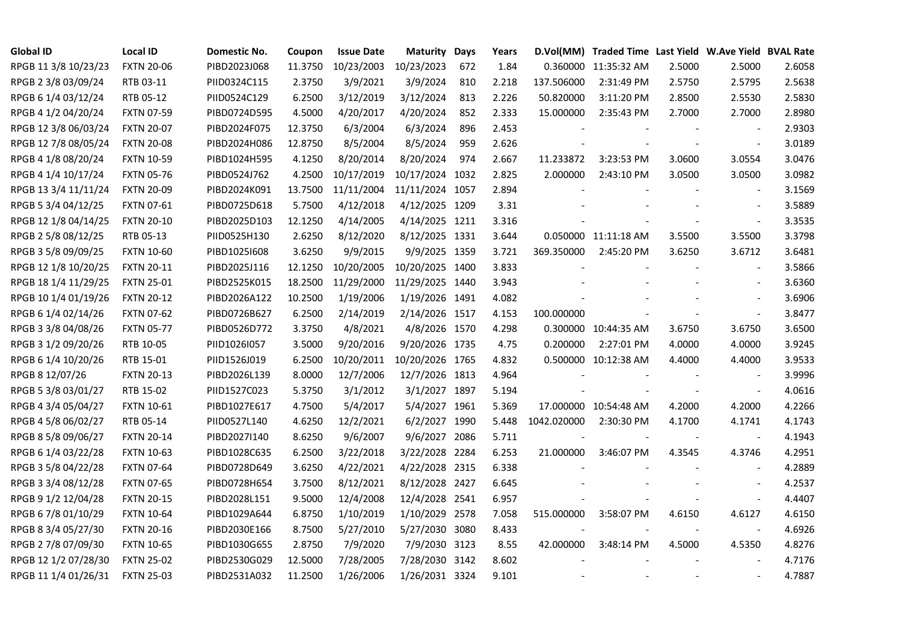| Global ID | Local ID | Domestic No. | Coupon | Issue Date | Maturity | Days | Years | D.Vol(MM) | Traded Time | Last Yield | W.Ave Yield | BVAL Rate |
|---|---|---|---|---|---|---|---|---|---|---|---|---|
| RPGB 11 3/8 10/23/23 | FXTN 20-06 | PIBD2023J068 | 11.3750 | 10/23/2003 | 10/23/2023 | 672 | 1.84 | 0.360000 | 11:35:32 AM | 2.5000 | 2.5000 | 2.6058 |
| RPGB 2 3/8 03/09/24 | RTB 03-11 | PIID0324C115 | 2.3750 | 3/9/2021 | 3/9/2024 | 810 | 2.218 | 137.506000 | 2:31:49 PM | 2.5750 | 2.5795 | 2.5638 |
| RPGB 6 1/4 03/12/24 | RTB 05-12 | PIID0524C129 | 6.2500 | 3/12/2019 | 3/12/2024 | 813 | 2.226 | 50.820000 | 3:11:20 PM | 2.8500 | 2.5530 | 2.5830 |
| RPGB 4 1/2 04/20/24 | FXTN 07-59 | PIBD0724D595 | 4.5000 | 4/20/2017 | 4/20/2024 | 852 | 2.333 | 15.000000 | 2:35:43 PM | 2.7000 | 2.7000 | 2.8980 |
| RPGB 12 3/8 06/03/24 | FXTN 20-07 | PIBD2024F075 | 12.3750 | 6/3/2004 | 6/3/2024 | 896 | 2.453 | - | - | - | - | 2.9303 |
| RPGB 12 7/8 08/05/24 | FXTN 20-08 | PIBD2024H086 | 12.8750 | 8/5/2004 | 8/5/2024 | 959 | 2.626 | - | - | - | - | 3.0189 |
| RPGB 4 1/8 08/20/24 | FXTN 10-59 | PIBD1024H595 | 4.1250 | 8/20/2014 | 8/20/2024 | 974 | 2.667 | 11.233872 | 3:23:53 PM | 3.0600 | 3.0554 | 3.0476 |
| RPGB 4 1/4 10/17/24 | FXTN 05-76 | PIBD0524J762 | 4.2500 | 10/17/2019 | 10/17/2024 | 1032 | 2.825 | 2.000000 | 2:43:10 PM | 3.0500 | 3.0500 | 3.0982 |
| RPGB 13 3/4 11/11/24 | FXTN 20-09 | PIBD2024K091 | 13.7500 | 11/11/2004 | 11/11/2024 | 1057 | 2.894 | - | - | - | - | 3.1569 |
| RPGB 5 3/4 04/12/25 | FXTN 07-61 | PIBD0725D618 | 5.7500 | 4/12/2018 | 4/12/2025 | 1209 | 3.31 | - | - | - | - | 3.5889 |
| RPGB 12 1/8 04/14/25 | FXTN 20-10 | PIBD2025D103 | 12.1250 | 4/14/2005 | 4/14/2025 | 1211 | 3.316 | - | - | - | - | 3.3535 |
| RPGB 2 5/8 08/12/25 | RTB 05-13 | PIID0525H130 | 2.6250 | 8/12/2020 | 8/12/2025 | 1331 | 3.644 | 0.050000 | 11:11:18 AM | 3.5500 | 3.5500 | 3.3798 |
| RPGB 3 5/8 09/09/25 | FXTN 10-60 | PIBD1025I608 | 3.6250 | 9/9/2015 | 9/9/2025 | 1359 | 3.721 | 369.350000 | 2:45:20 PM | 3.6250 | 3.6712 | 3.6481 |
| RPGB 12 1/8 10/20/25 | FXTN 20-11 | PIBD2025J116 | 12.1250 | 10/20/2005 | 10/20/2025 | 1400 | 3.833 | - | - | - | - | 3.5866 |
| RPGB 18 1/4 11/29/25 | FXTN 25-01 | PIBD2525K015 | 18.2500 | 11/29/2000 | 11/29/2025 | 1440 | 3.943 | - | - | - | - | 3.6360 |
| RPGB 10 1/4 01/19/26 | FXTN 20-12 | PIBD2026A122 | 10.2500 | 1/19/2006 | 1/19/2026 | 1491 | 4.082 | - | - | - | - | 3.6906 |
| RPGB 6 1/4 02/14/26 | FXTN 07-62 | PIBD0726B627 | 6.2500 | 2/14/2019 | 2/14/2026 | 1517 | 4.153 | 100.000000 | | - | - | 3.8477 |
| RPGB 3 3/8 04/08/26 | FXTN 05-77 | PIBD0526D772 | 3.3750 | 4/8/2021 | 4/8/2026 | 1570 | 4.298 | 0.300000 | 10:44:35 AM | 3.6750 | 3.6750 | 3.6500 |
| RPGB 3 1/2 09/20/26 | RTB 10-05 | PIID1026I057 | 3.5000 | 9/20/2016 | 9/20/2026 | 1735 | 4.75 | 0.200000 | 2:27:01 PM | 4.0000 | 4.0000 | 3.9245 |
| RPGB 6 1/4 10/20/26 | RTB 15-01 | PIID1526J019 | 6.2500 | 10/20/2011 | 10/20/2026 | 1765 | 4.832 | 0.500000 | 10:12:38 AM | 4.4000 | 4.4000 | 3.9533 |
| RPGB 8 12/07/26 | FXTN 20-13 | PIBD2026L139 | 8.0000 | 12/7/2006 | 12/7/2026 | 1813 | 4.964 | - | - | - | - | 3.9996 |
| RPGB 5 3/8 03/01/27 | RTB 15-02 | PIID1527C023 | 5.3750 | 3/1/2012 | 3/1/2027 | 1897 | 5.194 | - | - | - | - | 4.0616 |
| RPGB 4 3/4 05/04/27 | FXTN 10-61 | PIBD1027E617 | 4.7500 | 5/4/2017 | 5/4/2027 | 1961 | 5.369 | 17.000000 | 10:54:48 AM | 4.2000 | 4.2000 | 4.2266 |
| RPGB 4 5/8 06/02/27 | RTB 05-14 | PIID0527L140 | 4.6250 | 12/2/2021 | 6/2/2027 | 1990 | 5.448 | 1042.020000 | 2:30:30 PM | 4.1700 | 4.1741 | 4.1743 |
| RPGB 8 5/8 09/06/27 | FXTN 20-14 | PIBD2027I140 | 8.6250 | 9/6/2007 | 9/6/2027 | 2086 | 5.711 | - | - | - | - | 4.1943 |
| RPGB 6 1/4 03/22/28 | FXTN 10-63 | PIBD1028C635 | 6.2500 | 3/22/2018 | 3/22/2028 | 2284 | 6.253 | 21.000000 | 3:46:07 PM | 4.3545 | 4.3746 | 4.2951 |
| RPGB 3 5/8 04/22/28 | FXTN 07-64 | PIBD0728D649 | 3.6250 | 4/22/2021 | 4/22/2028 | 2315 | 6.338 | - | - | - | - | 4.2889 |
| RPGB 3 3/4 08/12/28 | FXTN 07-65 | PIBD0728H654 | 3.7500 | 8/12/2021 | 8/12/2028 | 2427 | 6.645 | - | - | - | - | 4.2537 |
| RPGB 9 1/2 12/04/28 | FXTN 20-15 | PIBD2028L151 | 9.5000 | 12/4/2008 | 12/4/2028 | 2541 | 6.957 | - | - | - | - | 4.4407 |
| RPGB 6 7/8 01/10/29 | FXTN 10-64 | PIBD1029A644 | 6.8750 | 1/10/2019 | 1/10/2029 | 2578 | 7.058 | 515.000000 | 3:58:07 PM | 4.6150 | 4.6127 | 4.6150 |
| RPGB 8 3/4 05/27/30 | FXTN 20-16 | PIBD2030E166 | 8.7500 | 5/27/2010 | 5/27/2030 | 3080 | 8.433 | - | - | - | - | 4.6926 |
| RPGB 2 7/8 07/09/30 | FXTN 10-65 | PIBD1030G655 | 2.8750 | 7/9/2020 | 7/9/2030 | 3123 | 8.55 | 42.000000 | 3:48:14 PM | 4.5000 | 4.5350 | 4.8276 |
| RPGB 12 1/2 07/28/30 | FXTN 25-02 | PIBD2530G029 | 12.5000 | 7/28/2005 | 7/28/2030 | 3142 | 8.602 | - | - | - | - | 4.7176 |
| RPGB 11 1/4 01/26/31 | FXTN 25-03 | PIBD2531A032 | 11.2500 | 1/26/2006 | 1/26/2031 | 3324 | 9.101 | - | - | - | - | 4.7887 |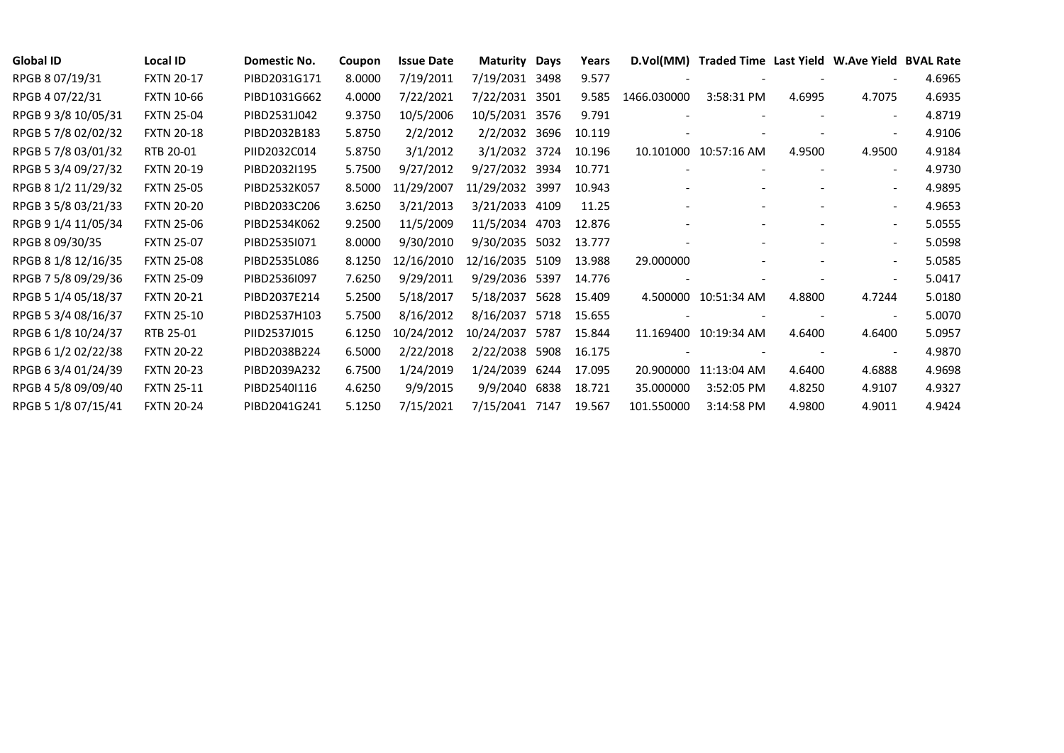| Global ID | Local ID | Domestic No. | Coupon | Issue Date | Maturity | Days | Years | D.Vol(MM) | Traded Time | Last Yield | W.Ave Yield | BVAL Rate |
|---|---|---|---|---|---|---|---|---|---|---|---|---|
| RPGB 8 07/19/31 | FXTN 20-17 | PIBD2031G171 | 8.0000 | 7/19/2011 | 7/19/2031 | 3498 | 9.577 | - | - | - | - | 4.6965 |
| RPGB 4 07/22/31 | FXTN 10-66 | PIBD1031G662 | 4.0000 | 7/22/2021 | 7/22/2031 | 3501 | 9.585 | 1466.030000 | 3:58:31 PM | 4.6995 | 4.7075 | 4.6935 |
| RPGB 9 3/8 10/05/31 | FXTN 25-04 | PIBD2531J042 | 9.3750 | 10/5/2006 | 10/5/2031 | 3576 | 9.791 | - | - | - | - | 4.8719 |
| RPGB 5 7/8 02/02/32 | FXTN 20-18 | PIBD2032B183 | 5.8750 | 2/2/2012 | 2/2/2032 | 3696 | 10.119 | - | - | - | - | 4.9106 |
| RPGB 5 7/8 03/01/32 | RTB 20-01 | PIID2032C014 | 5.8750 | 3/1/2012 | 3/1/2032 | 3724 | 10.196 | 10.101000 | 10:57:16 AM | 4.9500 | 4.9500 | 4.9184 |
| RPGB 5 3/4 09/27/32 | FXTN 20-19 | PIBD2032I195 | 5.7500 | 9/27/2012 | 9/27/2032 | 3934 | 10.771 | - | - | - | - | 4.9730 |
| RPGB 8 1/2 11/29/32 | FXTN 25-05 | PIBD2532K057 | 8.5000 | 11/29/2007 | 11/29/2032 | 3997 | 10.943 | - | - | - | - | 4.9895 |
| RPGB 3 5/8 03/21/33 | FXTN 20-20 | PIBD2033C206 | 3.6250 | 3/21/2013 | 3/21/2033 | 4109 | 11.25 | - | - | - | - | 4.9653 |
| RPGB 9 1/4 11/05/34 | FXTN 25-06 | PIBD2534K062 | 9.2500 | 11/5/2009 | 11/5/2034 | 4703 | 12.876 | - | - | - | - | 5.0555 |
| RPGB 8 09/30/35 | FXTN 25-07 | PIBD2535I071 | 8.0000 | 9/30/2010 | 9/30/2035 | 5032 | 13.777 | - | - | - | - | 5.0598 |
| RPGB 8 1/8 12/16/35 | FXTN 25-08 | PIBD2535L086 | 8.1250 | 12/16/2010 | 12/16/2035 | 5109 | 13.988 | 29.000000 | - | - | - | 5.0585 |
| RPGB 7 5/8 09/29/36 | FXTN 25-09 | PIBD2536I097 | 7.6250 | 9/29/2011 | 9/29/2036 | 5397 | 14.776 | - | - | - | - | 5.0417 |
| RPGB 5 1/4 05/18/37 | FXTN 20-21 | PIBD2037E214 | 5.2500 | 5/18/2017 | 5/18/2037 | 5628 | 15.409 | 4.500000 | 10:51:34 AM | 4.8800 | 4.7244 | 5.0180 |
| RPGB 5 3/4 08/16/37 | FXTN 25-10 | PIBD2537H103 | 5.7500 | 8/16/2012 | 8/16/2037 | 5718 | 15.655 | - | - | - | - | 5.0070 |
| RPGB 6 1/8 10/24/37 | RTB 25-01 | PIID2537J015 | 6.1250 | 10/24/2012 | 10/24/2037 | 5787 | 15.844 | 11.169400 | 10:19:34 AM | 4.6400 | 4.6400 | 5.0957 |
| RPGB 6 1/2 02/22/38 | FXTN 20-22 | PIBD2038B224 | 6.5000 | 2/22/2018 | 2/22/2038 | 5908 | 16.175 | - | - | - | - | 4.9870 |
| RPGB 6 3/4 01/24/39 | FXTN 20-23 | PIBD2039A232 | 6.7500 | 1/24/2019 | 1/24/2039 | 6244 | 17.095 | 20.900000 | 11:13:04 AM | 4.6400 | 4.6888 | 4.9698 |
| RPGB 4 5/8 09/09/40 | FXTN 25-11 | PIBD2540I116 | 4.6250 | 9/9/2015 | 9/9/2040 | 6838 | 18.721 | 35.000000 | 3:52:05 PM | 4.8250 | 4.9107 | 4.9327 |
| RPGB 5 1/8 07/15/41 | FXTN 20-24 | PIBD2041G241 | 5.1250 | 7/15/2021 | 7/15/2041 | 7147 | 19.567 | 101.550000 | 3:14:58 PM | 4.9800 | 4.9011 | 4.9424 |